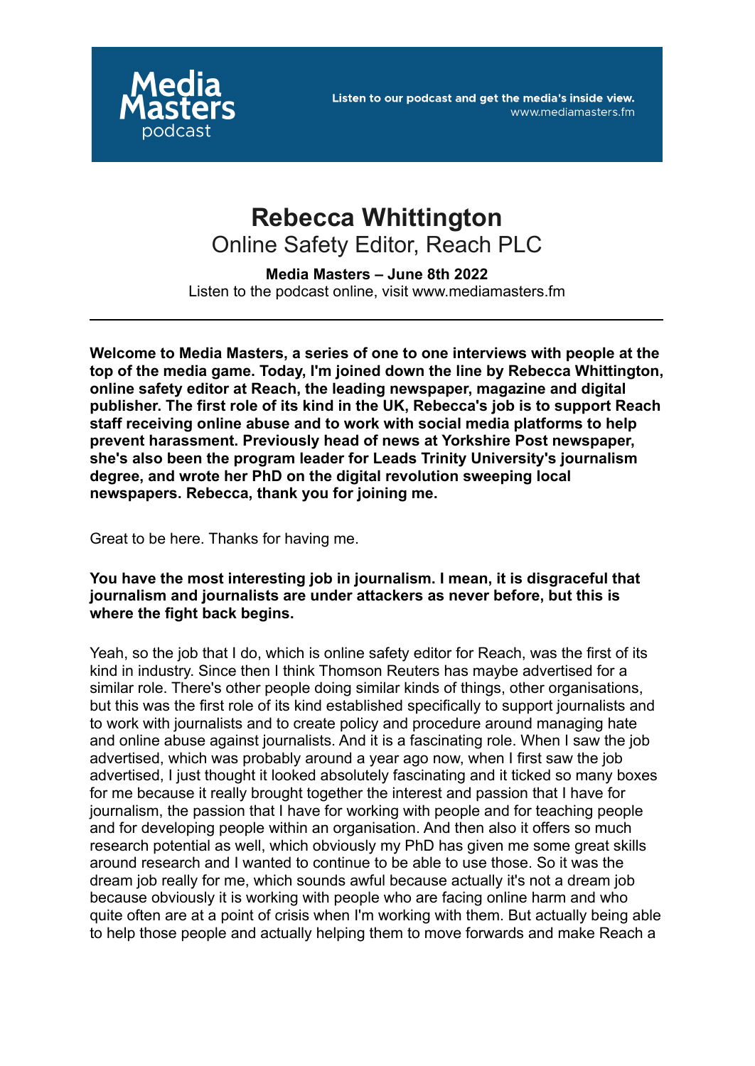Media Masters podcast

**Listen to our podcast and get the media's inside view.**
www.mediamasters.fm

# Rebecca Whittington

## Online Safety Editor, Reach PLC

**Media Masters – June 8th 2022**
Listen to the podcast online, visit www.mediamasters.fm

---

**Welcome to Media Masters, a series of one to one interviews with people at the top of the media game. Today, I'm joined down the line by Rebecca Whittington, online safety editor at Reach, the leading newspaper, magazine and digital publisher. The first role of its kind in the UK, Rebecca's job is to support Reach staff receiving online abuse and to work with social media platforms to help prevent harassment. Previously head of news at Yorkshire Post newspaper, she's also been the program leader for Leads Trinity University's journalism degree, and wrote her PhD on the digital revolution sweeping local newspapers. Rebecca, thank you for joining me.**

Great to be here. Thanks for having me.

**You have the most interesting job in journalism. I mean, it is disgraceful that journalism and journalists are under attackers as never before, but this is where the fight back begins.**

Yeah, so the job that I do, which is online safety editor for Reach, was the first of its kind in industry. Since then I think Thomson Reuters has maybe advertised for a similar role. There's other people doing similar kinds of things, other organisations, but this was the first role of its kind established specifically to support journalists and to work with journalists and to create policy and procedure around managing hate and online abuse against journalists. And it is a fascinating role. When I saw the job advertised, which was probably around a year ago now, when I first saw the job advertised, I just thought it looked absolutely fascinating and it ticked so many boxes for me because it really brought together the interest and passion that I have for journalism, the passion that I have for working with people and for teaching people and for developing people within an organisation. And then also it offers so much research potential as well, which obviously my PhD has given me some great skills around research and I wanted to continue to be able to use those. So it was the dream job really for me, which sounds awful because actually it's not a dream job because obviously it is working with people who are facing online harm and who quite often are at a point of crisis when I'm working with them. But actually being able to help those people and actually helping them to move forwards and make Reach a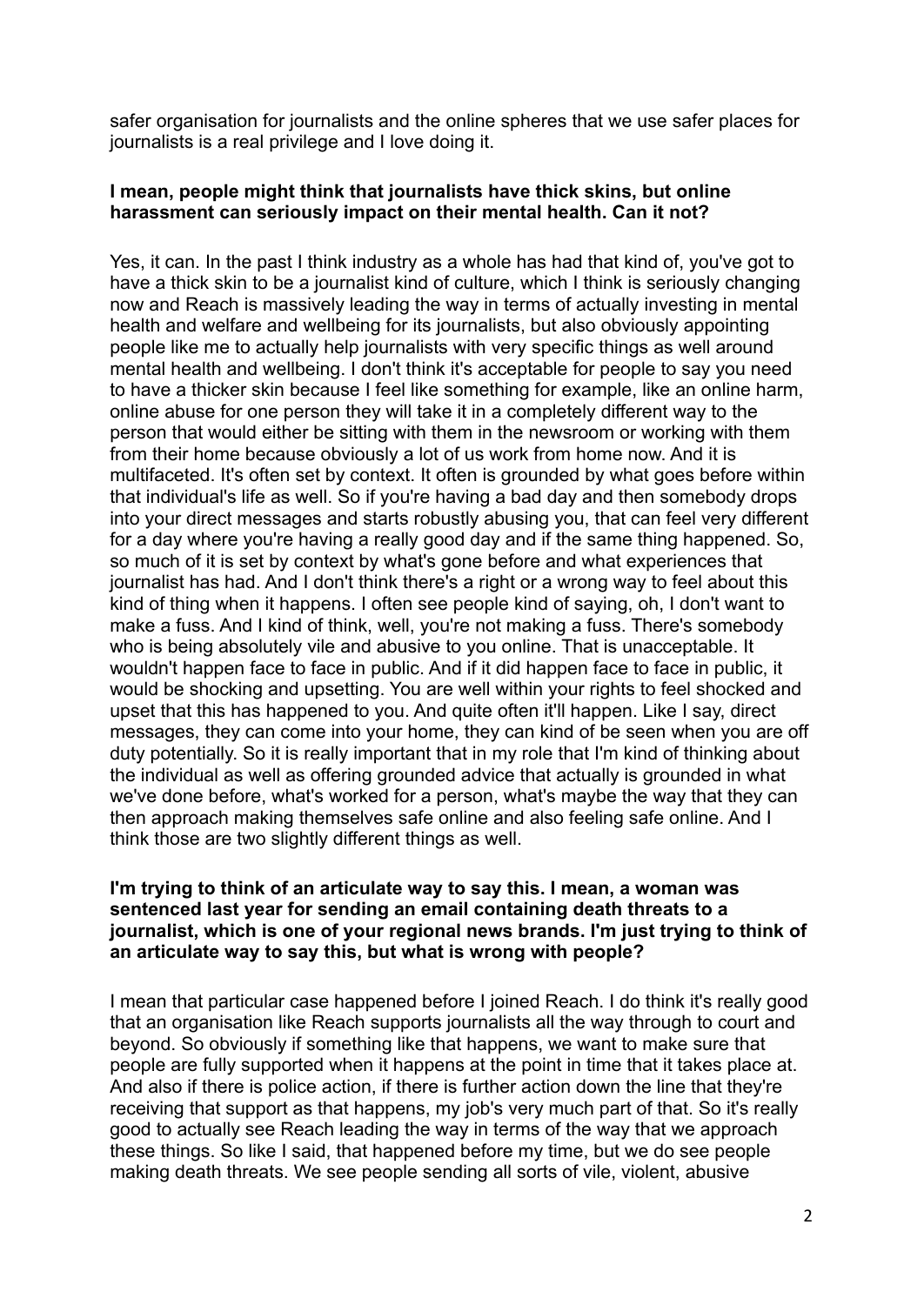safer organisation for journalists and the online spheres that we use safer places for journalists is a real privilege and I love doing it.

**I mean, people might think that journalists have thick skins, but online harassment can seriously impact on their mental health. Can it not?**

Yes, it can. In the past I think industry as a whole has had that kind of, you've got to have a thick skin to be a journalist kind of culture, which I think is seriously changing now and Reach is massively leading the way in terms of actually investing in mental health and welfare and wellbeing for its journalists, but also obviously appointing people like me to actually help journalists with very specific things as well around mental health and wellbeing. I don't think it's acceptable for people to say you need to have a thicker skin because I feel like something for example, like an online harm, online abuse for one person they will take it in a completely different way to the person that would either be sitting with them in the newsroom or working with them from their home because obviously a lot of us work from home now. And it is multifaceted. It's often set by context. It often is grounded by what goes before within that individual's life as well. So if you're having a bad day and then somebody drops into your direct messages and starts robustly abusing you, that can feel very different for a day where you're having a really good day and if the same thing happened. So, so much of it is set by context by what's gone before and what experiences that journalist has had. And I don't think there's a right or a wrong way to feel about this kind of thing when it happens. I often see people kind of saying, oh, I don't want to make a fuss. And I kind of think, well, you're not making a fuss. There's somebody who is being absolutely vile and abusive to you online. That is unacceptable. It wouldn't happen face to face in public. And if it did happen face to face in public, it would be shocking and upsetting. You are well within your rights to feel shocked and upset that this has happened to you. And quite often it'll happen. Like I say, direct messages, they can come into your home, they can kind of be seen when you are off duty potentially. So it is really important that in my role that I'm kind of thinking about the individual as well as offering grounded advice that actually is grounded in what we've done before, what's worked for a person, what's maybe the way that they can then approach making themselves safe online and also feeling safe online. And I think those are two slightly different things as well.

**I'm trying to think of an articulate way to say this. I mean, a woman was sentenced last year for sending an email containing death threats to a journalist, which is one of your regional news brands. I'm just trying to think of an articulate way to say this, but what is wrong with people?**

I mean that particular case happened before I joined Reach. I do think it's really good that an organisation like Reach supports journalists all the way through to court and beyond. So obviously if something like that happens, we want to make sure that people are fully supported when it happens at the point in time that it takes place at. And also if there is police action, if there is further action down the line that they're receiving that support as that happens, my job's very much part of that. So it's really good to actually see Reach leading the way in terms of the way that we approach these things. So like I said, that happened before my time, but we do see people making death threats. We see people sending all sorts of vile, violent, abusive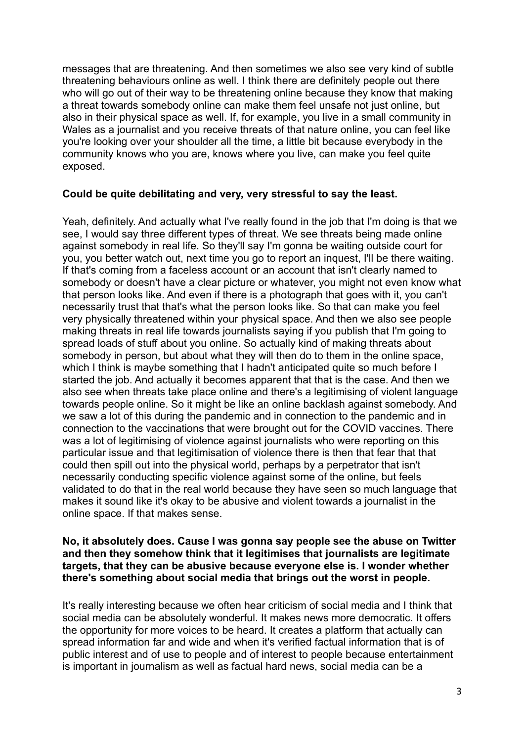messages that are threatening. And then sometimes we also see very kind of subtle threatening behaviours online as well. I think there are definitely people out there who will go out of their way to be threatening online because they know that making a threat towards somebody online can make them feel unsafe not just online, but also in their physical space as well. If, for example, you live in a small community in Wales as a journalist and you receive threats of that nature online, you can feel like you're looking over your shoulder all the time, a little bit because everybody in the community knows who you are, knows where you live, can make you feel quite exposed.

**Could be quite debilitating and very, very stressful to say the least.**

Yeah, definitely. And actually what I've really found in the job that I'm doing is that we see, I would say three different types of threat. We see threats being made online against somebody in real life. So they'll say I'm gonna be waiting outside court for you, you better watch out, next time you go to report an inquest, I'll be there waiting. If that's coming from a faceless account or an account that isn't clearly named to somebody or doesn't have a clear picture or whatever, you might not even know what that person looks like. And even if there is a photograph that goes with it, you can't necessarily trust that that's what the person looks like. So that can make you feel very physically threatened within your physical space. And then we also see people making threats in real life towards journalists saying if you publish that I'm going to spread loads of stuff about you online. So actually kind of making threats about somebody in person, but about what they will then do to them in the online space, which I think is maybe something that I hadn't anticipated quite so much before I started the job. And actually it becomes apparent that that is the case. And then we also see when threats take place online and there's a legitimising of violent language towards people online. So it might be like an online backlash against somebody. And we saw a lot of this during the pandemic and in connection to the pandemic and in connection to the vaccinations that were brought out for the COVID vaccines. There was a lot of legitimising of violence against journalists who were reporting on this particular issue and that legitimisation of violence there is then that fear that that could then spill out into the physical world, perhaps by a perpetrator that isn't necessarily conducting specific violence against some of the online, but feels validated to do that in the real world because they have seen so much language that makes it sound like it's okay to be abusive and violent towards a journalist in the online space. If that makes sense.

**No, it absolutely does. Cause I was gonna say people see the abuse on Twitter and then they somehow think that it legitimises that journalists are legitimate targets, that they can be abusive because everyone else is. I wonder whether there's something about social media that brings out the worst in people.**

It's really interesting because we often hear criticism of social media and I think that social media can be absolutely wonderful. It makes news more democratic. It offers the opportunity for more voices to be heard. It creates a platform that actually can spread information far and wide and when it's verified factual information that is of public interest and of use to people and of interest to people because entertainment is important in journalism as well as factual hard news, social media can be a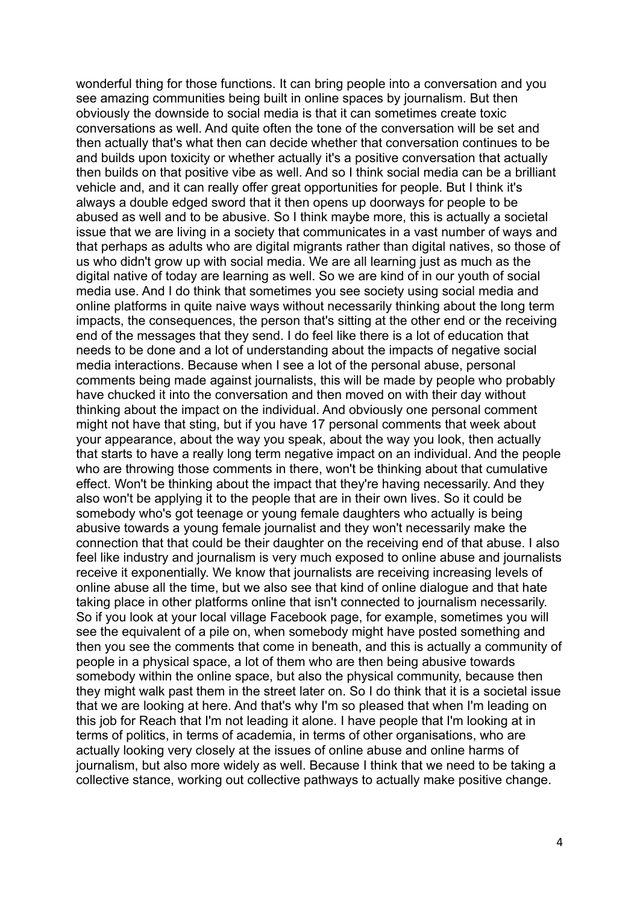wonderful thing for those functions. It can bring people into a conversation and you see amazing communities being built in online spaces by journalism. But then obviously the downside to social media is that it can sometimes create toxic conversations as well. And quite often the tone of the conversation will be set and then actually that's what then can decide whether that conversation continues to be and builds upon toxicity or whether actually it's a positive conversation that actually then builds on that positive vibe as well. And so I think social media can be a brilliant vehicle and, and it can really offer great opportunities for people. But I think it's always a double edged sword that it then opens up doorways for people to be abused as well and to be abusive. So I think maybe more, this is actually a societal issue that we are living in a society that communicates in a vast number of ways and that perhaps as adults who are digital migrants rather than digital natives, so those of us who didn't grow up with social media. We are all learning just as much as the digital native of today are learning as well. So we are kind of in our youth of social media use. And I do think that sometimes you see society using social media and online platforms in quite naive ways without necessarily thinking about the long term impacts, the consequences, the person that's sitting at the other end or the receiving end of the messages that they send. I do feel like there is a lot of education that needs to be done and a lot of understanding about the impacts of negative social media interactions. Because when I see a lot of the personal abuse, personal comments being made against journalists, this will be made by people who probably have chucked it into the conversation and then moved on with their day without thinking about the impact on the individual. And obviously one personal comment might not have that sting, but if you have 17 personal comments that week about your appearance, about the way you speak, about the way you look, then actually that starts to have a really long term negative impact on an individual. And the people who are throwing those comments in there, won't be thinking about that cumulative effect. Won't be thinking about the impact that they're having necessarily. And they also won't be applying it to the people that are in their own lives. So it could be somebody who's got teenage or young female daughters who actually is being abusive towards a young female journalist and they won't necessarily make the connection that that could be their daughter on the receiving end of that abuse. I also feel like industry and journalism is very much exposed to online abuse and journalists receive it exponentially. We know that journalists are receiving increasing levels of online abuse all the time, but we also see that kind of online dialogue and that hate taking place in other platforms online that isn't connected to journalism necessarily. So if you look at your local village Facebook page, for example, sometimes you will see the equivalent of a pile on, when somebody might have posted something and then you see the comments that come in beneath, and this is actually a community of people in a physical space, a lot of them who are then being abusive towards somebody within the online space, but also the physical community, because then they might walk past them in the street later on. So I do think that it is a societal issue that we are looking at here. And that's why I'm so pleased that when I'm leading on this job for Reach that I'm not leading it alone. I have people that I'm looking at in terms of politics, in terms of academia, in terms of other organisations, who are actually looking very closely at the issues of online abuse and online harms of journalism, but also more widely as well. Because I think that we need to be taking a collective stance, working out collective pathways to actually make positive change.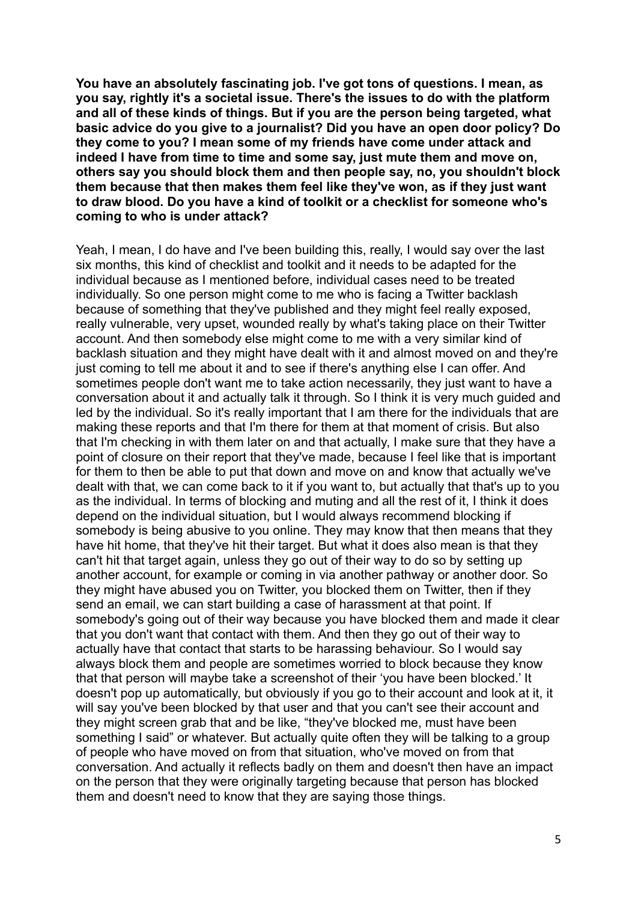**You have an absolutely fascinating job. I've got tons of questions. I mean, as you say, rightly it's a societal issue. There's the issues to do with the platform and all of these kinds of things. But if you are the person being targeted, what basic advice do you give to a journalist? Did you have an open door policy? Do they come to you? I mean some of my friends have come under attack and indeed I have from time to time and some say, just mute them and move on, others say you should block them and then people say, no, you shouldn't block them because that then makes them feel like they've won, as if they just want to draw blood. Do you have a kind of toolkit or a checklist for someone who's coming to who is under attack?**

Yeah, I mean, I do have and I've been building this, really, I would say over the last six months, this kind of checklist and toolkit and it needs to be adapted for the individual because as I mentioned before, individual cases need to be treated individually. So one person might come to me who is facing a Twitter backlash because of something that they've published and they might feel really exposed, really vulnerable, very upset, wounded really by what's taking place on their Twitter account. And then somebody else might come to me with a very similar kind of backlash situation and they might have dealt with it and almost moved on and they're just coming to tell me about it and to see if there's anything else I can offer. And sometimes people don't want me to take action necessarily, they just want to have a conversation about it and actually talk it through. So I think it is very much guided and led by the individual. So it's really important that I am there for the individuals that are making these reports and that I'm there for them at that moment of crisis. But also that I'm checking in with them later on and that actually, I make sure that they have a point of closure on their report that they've made, because I feel like that is important for them to then be able to put that down and move on and know that actually we've dealt with that, we can come back to it if you want to, but actually that that's up to you as the individual. In terms of blocking and muting and all the rest of it, I think it does depend on the individual situation, but I would always recommend blocking if somebody is being abusive to you online. They may know that then means that they have hit home, that they've hit their target. But what it does also mean is that they can't hit that target again, unless they go out of their way to do so by setting up another account, for example or coming in via another pathway or another door. So they might have abused you on Twitter, you blocked them on Twitter, then if they send an email, we can start building a case of harassment at that point. If somebody's going out of their way because you have blocked them and made it clear that you don't want that contact with them. And then they go out of their way to actually have that contact that starts to be harassing behaviour. So I would say always block them and people are sometimes worried to block because they know that that person will maybe take a screenshot of their 'you have been blocked.' It doesn't pop up automatically, but obviously if you go to their account and look at it, it will say you've been blocked by that user and that you can't see their account and they might screen grab that and be like, "they've blocked me, must have been something I said" or whatever. But actually quite often they will be talking to a group of people who have moved on from that situation, who've moved on from that conversation. And actually it reflects badly on them and doesn't then have an impact on the person that they were originally targeting because that person has blocked them and doesn't need to know that they are saying those things.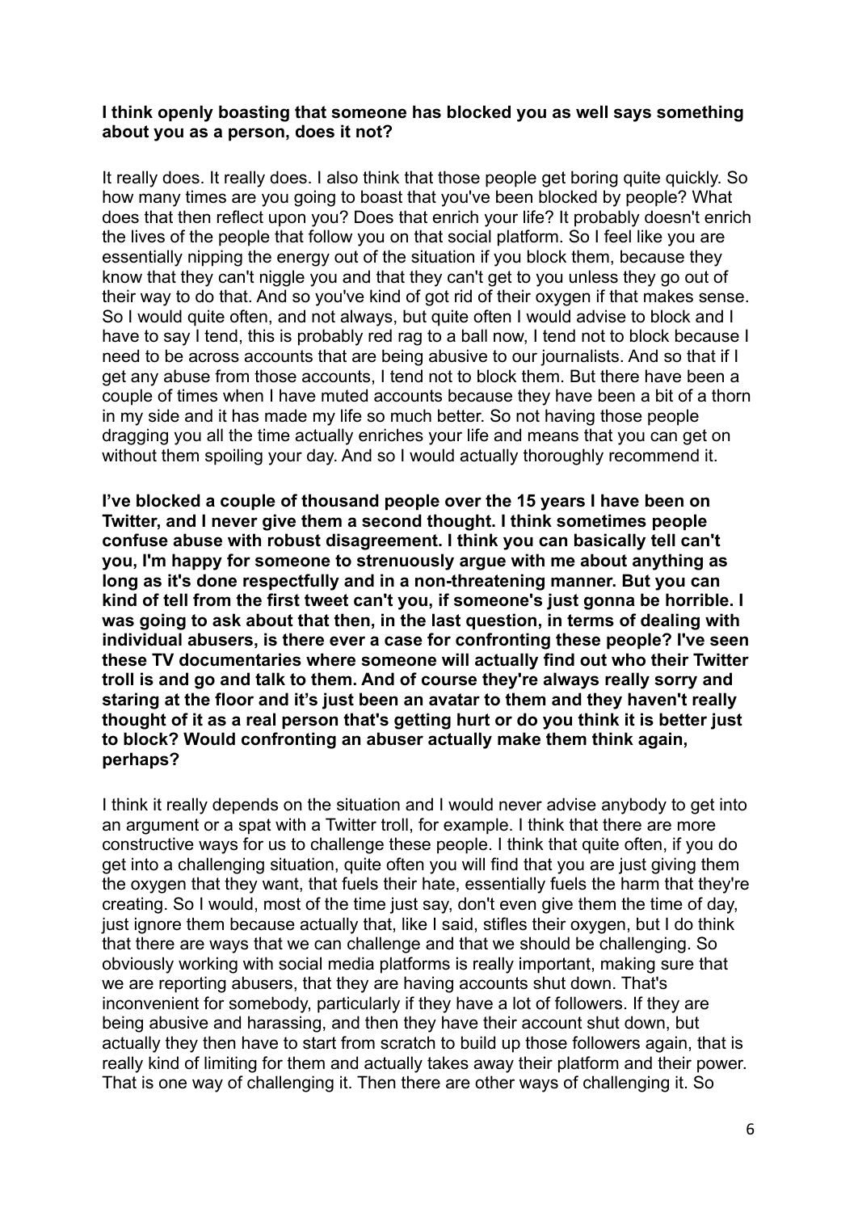**I think openly boasting that someone has blocked you as well says something about you as a person, does it not?**

It really does. It really does. I also think that those people get boring quite quickly. So how many times are you going to boast that you've been blocked by people? What does that then reflect upon you? Does that enrich your life? It probably doesn't enrich the lives of the people that follow you on that social platform. So I feel like you are essentially nipping the energy out of the situation if you block them, because they know that they can't niggle you and that they can't get to you unless they go out of their way to do that. And so you've kind of got rid of their oxygen if that makes sense. So I would quite often, and not always, but quite often I would advise to block and I have to say I tend, this is probably red rag to a ball now, I tend not to block because I need to be across accounts that are being abusive to our journalists. And so that if I get any abuse from those accounts, I tend not to block them. But there have been a couple of times when I have muted accounts because they have been a bit of a thorn in my side and it has made my life so much better. So not having those people dragging you all the time actually enriches your life and means that you can get on without them spoiling your day. And so I would actually thoroughly recommend it.

**I've blocked a couple of thousand people over the 15 years I have been on Twitter, and I never give them a second thought. I think sometimes people confuse abuse with robust disagreement. I think you can basically tell can't you, I'm happy for someone to strenuously argue with me about anything as long as it's done respectfully and in a non-threatening manner. But you can kind of tell from the first tweet can't you, if someone's just gonna be horrible. I was going to ask about that then, in the last question, in terms of dealing with individual abusers, is there ever a case for confronting these people? I've seen these TV documentaries where someone will actually find out who their Twitter troll is and go and talk to them. And of course they're always really sorry and staring at the floor and it's just been an avatar to them and they haven't really thought of it as a real person that's getting hurt or do you think it is better just to block? Would confronting an abuser actually make them think again, perhaps?**

I think it really depends on the situation and I would never advise anybody to get into an argument or a spat with a Twitter troll, for example. I think that there are more constructive ways for us to challenge these people. I think that quite often, if you do get into a challenging situation, quite often you will find that you are just giving them the oxygen that they want, that fuels their hate, essentially fuels the harm that they're creating. So I would, most of the time just say, don't even give them the time of day, just ignore them because actually that, like I said, stifles their oxygen, but I do think that there are ways that we can challenge and that we should be challenging. So obviously working with social media platforms is really important, making sure that we are reporting abusers, that they are having accounts shut down. That's inconvenient for somebody, particularly if they have a lot of followers. If they are being abusive and harassing, and then they have their account shut down, but actually they then have to start from scratch to build up those followers again, that is really kind of limiting for them and actually takes away their platform and their power. That is one way of challenging it. Then there are other ways of challenging it. So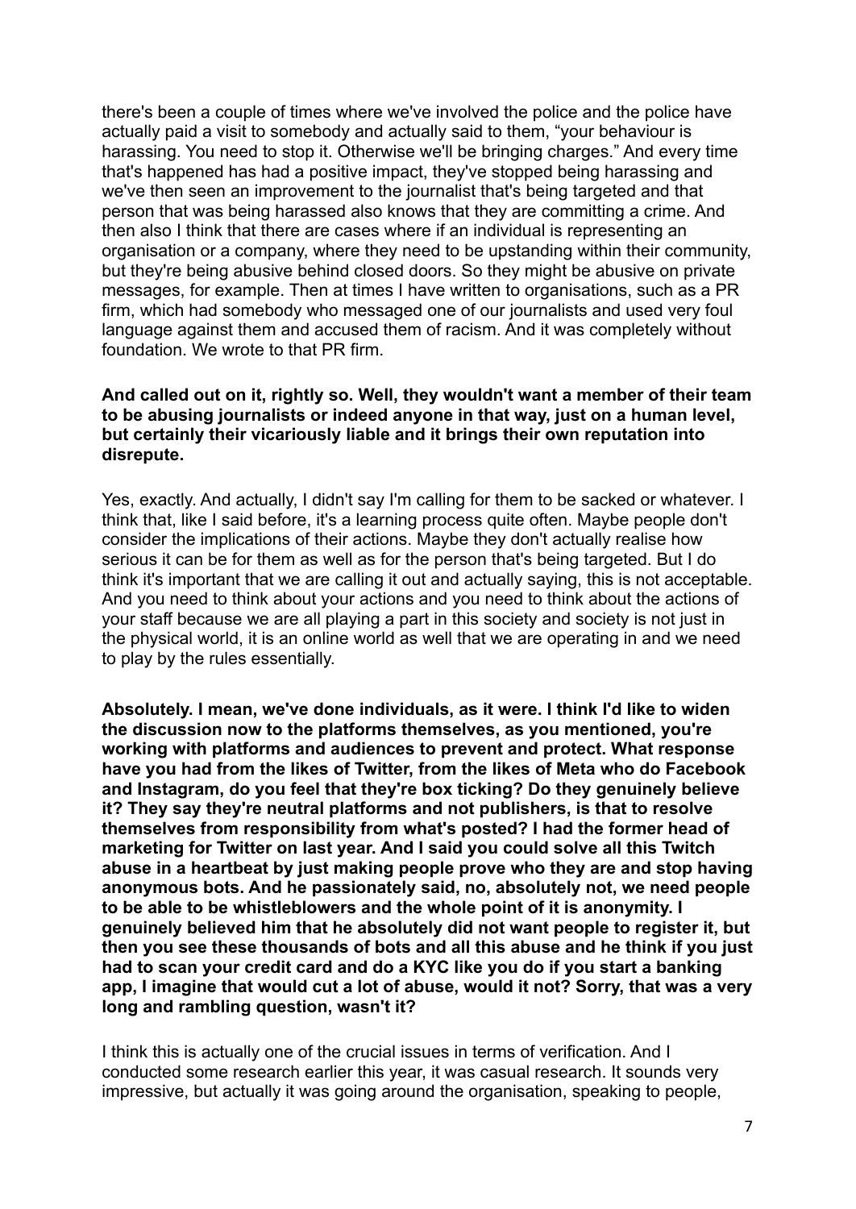there's been a couple of times where we've involved the police and the police have actually paid a visit to somebody and actually said to them, "your behaviour is harassing. You need to stop it. Otherwise we'll be bringing charges." And every time that's happened has had a positive impact, they've stopped being harassing and we've then seen an improvement to the journalist that's being targeted and that person that was being harassed also knows that they are committing a crime. And then also I think that there are cases where if an individual is representing an organisation or a company, where they need to be upstanding within their community, but they're being abusive behind closed doors. So they might be abusive on private messages, for example. Then at times I have written to organisations, such as a PR firm, which had somebody who messaged one of our journalists and used very foul language against them and accused them of racism. And it was completely without foundation. We wrote to that PR firm.

**And called out on it, rightly so. Well, they wouldn't want a member of their team to be abusing journalists or indeed anyone in that way, just on a human level, but certainly their vicariously liable and it brings their own reputation into disrepute.**

Yes, exactly. And actually, I didn't say I'm calling for them to be sacked or whatever. I think that, like I said before, it's a learning process quite often. Maybe people don't consider the implications of their actions. Maybe they don't actually realise how serious it can be for them as well as for the person that's being targeted. But I do think it's important that we are calling it out and actually saying, this is not acceptable. And you need to think about your actions and you need to think about the actions of your staff because we are all playing a part in this society and society is not just in the physical world, it is an online world as well that we are operating in and we need to play by the rules essentially.

**Absolutely. I mean, we've done individuals, as it were. I think I'd like to widen the discussion now to the platforms themselves, as you mentioned, you're working with platforms and audiences to prevent and protect. What response have you had from the likes of Twitter, from the likes of Meta who do Facebook and Instagram, do you feel that they're box ticking? Do they genuinely believe it? They say they're neutral platforms and not publishers, is that to resolve themselves from responsibility from what's posted? I had the former head of marketing for Twitter on last year. And I said you could solve all this Twitch abuse in a heartbeat by just making people prove who they are and stop having anonymous bots. And he passionately said, no, absolutely not, we need people to be able to be whistleblowers and the whole point of it is anonymity. I genuinely believed him that he absolutely did not want people to register it, but then you see these thousands of bots and all this abuse and he think if you just had to scan your credit card and do a KYC like you do if you start a banking app, I imagine that would cut a lot of abuse, would it not? Sorry, that was a very long and rambling question, wasn't it?**

I think this is actually one of the crucial issues in terms of verification. And I conducted some research earlier this year, it was casual research. It sounds very impressive, but actually it was going around the organisation, speaking to people,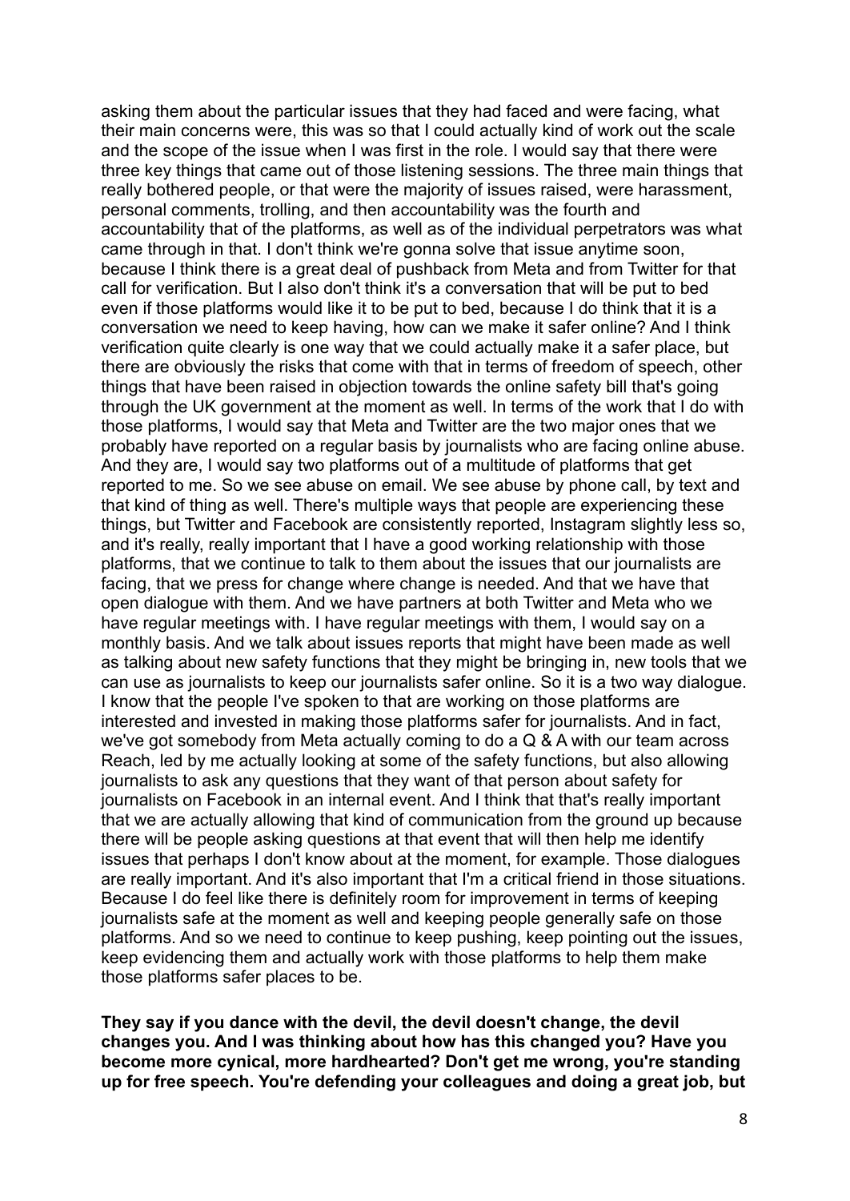asking them about the particular issues that they had faced and were facing, what their main concerns were, this was so that I could actually kind of work out the scale and the scope of the issue when I was first in the role. I would say that there were three key things that came out of those listening sessions. The three main things that really bothered people, or that were the majority of issues raised, were harassment, personal comments, trolling, and then accountability was the fourth and accountability that of the platforms, as well as of the individual perpetrators was what came through in that. I don't think we're gonna solve that issue anytime soon, because I think there is a great deal of pushback from Meta and from Twitter for that call for verification. But I also don't think it's a conversation that will be put to bed even if those platforms would like it to be put to bed, because I do think that it is a conversation we need to keep having, how can we make it safer online? And I think verification quite clearly is one way that we could actually make it a safer place, but there are obviously the risks that come with that in terms of freedom of speech, other things that have been raised in objection towards the online safety bill that's going through the UK government at the moment as well. In terms of the work that I do with those platforms, I would say that Meta and Twitter are the two major ones that we probably have reported on a regular basis by journalists who are facing online abuse. And they are, I would say two platforms out of a multitude of platforms that get reported to me. So we see abuse on email. We see abuse by phone call, by text and that kind of thing as well. There's multiple ways that people are experiencing these things, but Twitter and Facebook are consistently reported, Instagram slightly less so, and it's really, really important that I have a good working relationship with those platforms, that we continue to talk to them about the issues that our journalists are facing, that we press for change where change is needed. And that we have that open dialogue with them. And we have partners at both Twitter and Meta who we have regular meetings with. I have regular meetings with them, I would say on a monthly basis. And we talk about issues reports that might have been made as well as talking about new safety functions that they might be bringing in, new tools that we can use as journalists to keep our journalists safer online. So it is a two way dialogue. I know that the people I've spoken to that are working on those platforms are interested and invested in making those platforms safer for journalists. And in fact, we've got somebody from Meta actually coming to do a Q & A with our team across Reach, led by me actually looking at some of the safety functions, but also allowing journalists to ask any questions that they want of that person about safety for journalists on Facebook in an internal event. And I think that that's really important that we are actually allowing that kind of communication from the ground up because there will be people asking questions at that event that will then help me identify issues that perhaps I don't know about at the moment, for example. Those dialogues are really important. And it's also important that I'm a critical friend in those situations. Because I do feel like there is definitely room for improvement in terms of keeping journalists safe at the moment as well and keeping people generally safe on those platforms. And so we need to continue to keep pushing, keep pointing out the issues, keep evidencing them and actually work with those platforms to help them make those platforms safer places to be.

**They say if you dance with the devil, the devil doesn't change, the devil changes you. And I was thinking about how has this changed you? Have you become more cynical, more hardhearted? Don't get me wrong, you're standing up for free speech. You're defending your colleagues and doing a great job, but**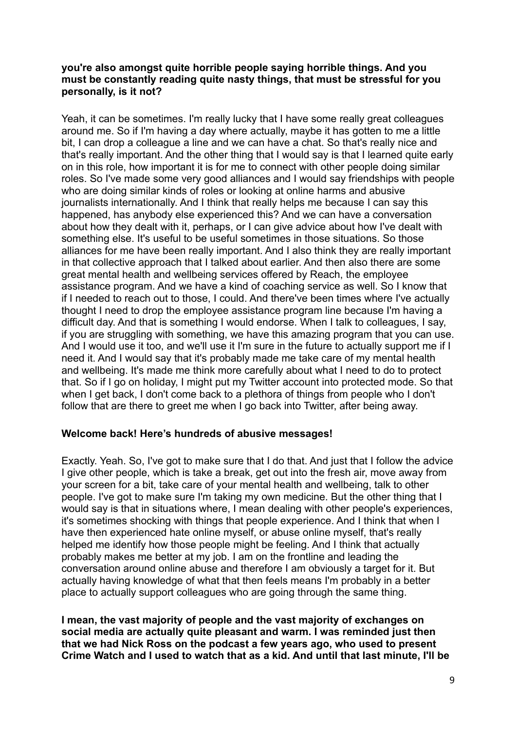**you're also amongst quite horrible people saying horrible things. And you must be constantly reading quite nasty things, that must be stressful for you personally, is it not?**

Yeah, it can be sometimes. I'm really lucky that I have some really great colleagues around me. So if I'm having a day where actually, maybe it has gotten to me a little bit, I can drop a colleague a line and we can have a chat. So that's really nice and that's really important. And the other thing that I would say is that I learned quite early on in this role, how important it is for me to connect with other people doing similar roles. So I've made some very good alliances and I would say friendships with people who are doing similar kinds of roles or looking at online harms and abusive journalists internationally. And I think that really helps me because I can say this happened, has anybody else experienced this? And we can have a conversation about how they dealt with it, perhaps, or I can give advice about how I've dealt with something else. It's useful to be useful sometimes in those situations. So those alliances for me have been really important. And I also think they are really important in that collective approach that I talked about earlier. And then also there are some great mental health and wellbeing services offered by Reach, the employee assistance program. And we have a kind of coaching service as well. So I know that if I needed to reach out to those, I could. And there've been times where I've actually thought I need to drop the employee assistance program line because I'm having a difficult day. And that is something I would endorse. When I talk to colleagues, I say, if you are struggling with something, we have this amazing program that you can use. And I would use it too, and we'll use it I'm sure in the future to actually support me if I need it. And I would say that it's probably made me take care of my mental health and wellbeing. It's made me think more carefully about what I need to do to protect that. So if I go on holiday, I might put my Twitter account into protected mode. So that when I get back, I don't come back to a plethora of things from people who I don't follow that are there to greet me when I go back into Twitter, after being away.

**Welcome back! Here's hundreds of abusive messages!**

Exactly. Yeah. So, I've got to make sure that I do that. And just that I follow the advice I give other people, which is take a break, get out into the fresh air, move away from your screen for a bit, take care of your mental health and wellbeing, talk to other people. I've got to make sure I'm taking my own medicine. But the other thing that I would say is that in situations where, I mean dealing with other people's experiences, it's sometimes shocking with things that people experience. And I think that when I have then experienced hate online myself, or abuse online myself, that's really helped me identify how those people might be feeling. And I think that actually probably makes me better at my job. I am on the frontline and leading the conversation around online abuse and therefore I am obviously a target for it. But actually having knowledge of what that then feels means I'm probably in a better place to actually support colleagues who are going through the same thing.

**I mean, the vast majority of people and the vast majority of exchanges on social media are actually quite pleasant and warm. I was reminded just then that we had Nick Ross on the podcast a few years ago, who used to present Crime Watch and I used to watch that as a kid. And until that last minute, I'll be**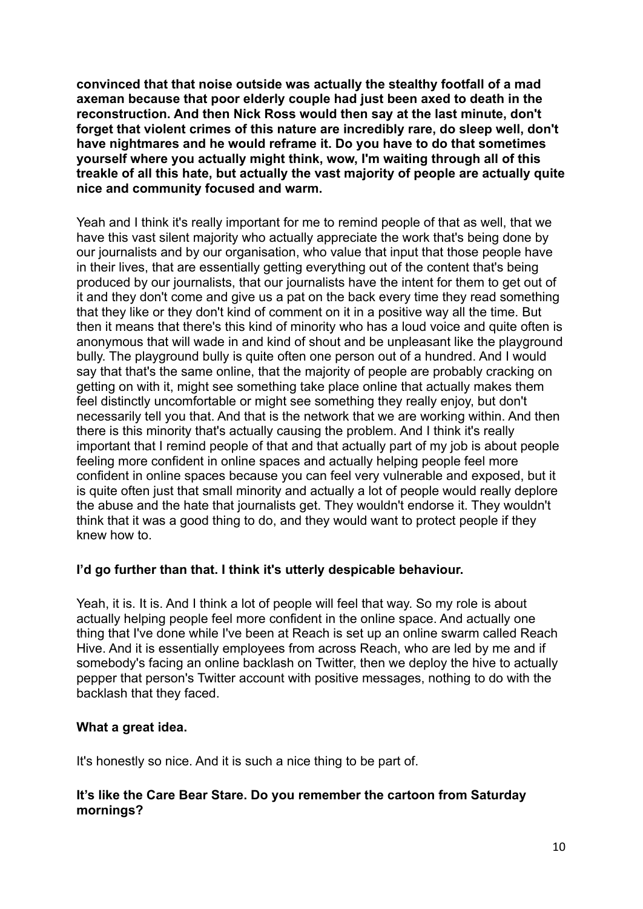**convinced that that noise outside was actually the stealthy footfall of a mad axeman because that poor elderly couple had just been axed to death in the reconstruction. And then Nick Ross would then say at the last minute, don't forget that violent crimes of this nature are incredibly rare, do sleep well, don't have nightmares and he would reframe it. Do you have to do that sometimes yourself where you actually might think, wow, I'm waiting through all of this treakle of all this hate, but actually the vast majority of people are actually quite nice and community focused and warm.**

Yeah and I think it's really important for me to remind people of that as well, that we have this vast silent majority who actually appreciate the work that's being done by our journalists and by our organisation, who value that input that those people have in their lives, that are essentially getting everything out of the content that's being produced by our journalists, that our journalists have the intent for them to get out of it and they don't come and give us a pat on the back every time they read something that they like or they don't kind of comment on it in a positive way all the time. But then it means that there's this kind of minority who has a loud voice and quite often is anonymous that will wade in and kind of shout and be unpleasant like the playground bully. The playground bully is quite often one person out of a hundred. And I would say that that's the same online, that the majority of people are probably cracking on getting on with it, might see something take place online that actually makes them feel distinctly uncomfortable or might see something they really enjoy, but don't necessarily tell you that. And that is the network that we are working within. And then there is this minority that's actually causing the problem. And I think it's really important that I remind people of that and that actually part of my job is about people feeling more confident in online spaces and actually helping people feel more confident in online spaces because you can feel very vulnerable and exposed, but it is quite often just that small minority and actually a lot of people would really deplore the abuse and the hate that journalists get. They wouldn't endorse it. They wouldn't think that it was a good thing to do, and they would want to protect people if they knew how to.

**I'd go further than that. I think it's utterly despicable behaviour.**

Yeah, it is. It is. And I think a lot of people will feel that way. So my role is about actually helping people feel more confident in the online space. And actually one thing that I've done while I've been at Reach is set up an online swarm called Reach Hive. And it is essentially employees from across Reach, who are led by me and if somebody's facing an online backlash on Twitter, then we deploy the hive to actually pepper that person's Twitter account with positive messages, nothing to do with the backlash that they faced.

**What a great idea.**

It's honestly so nice. And it is such a nice thing to be part of.

**It's like the Care Bear Stare. Do you remember the cartoon from Saturday mornings?**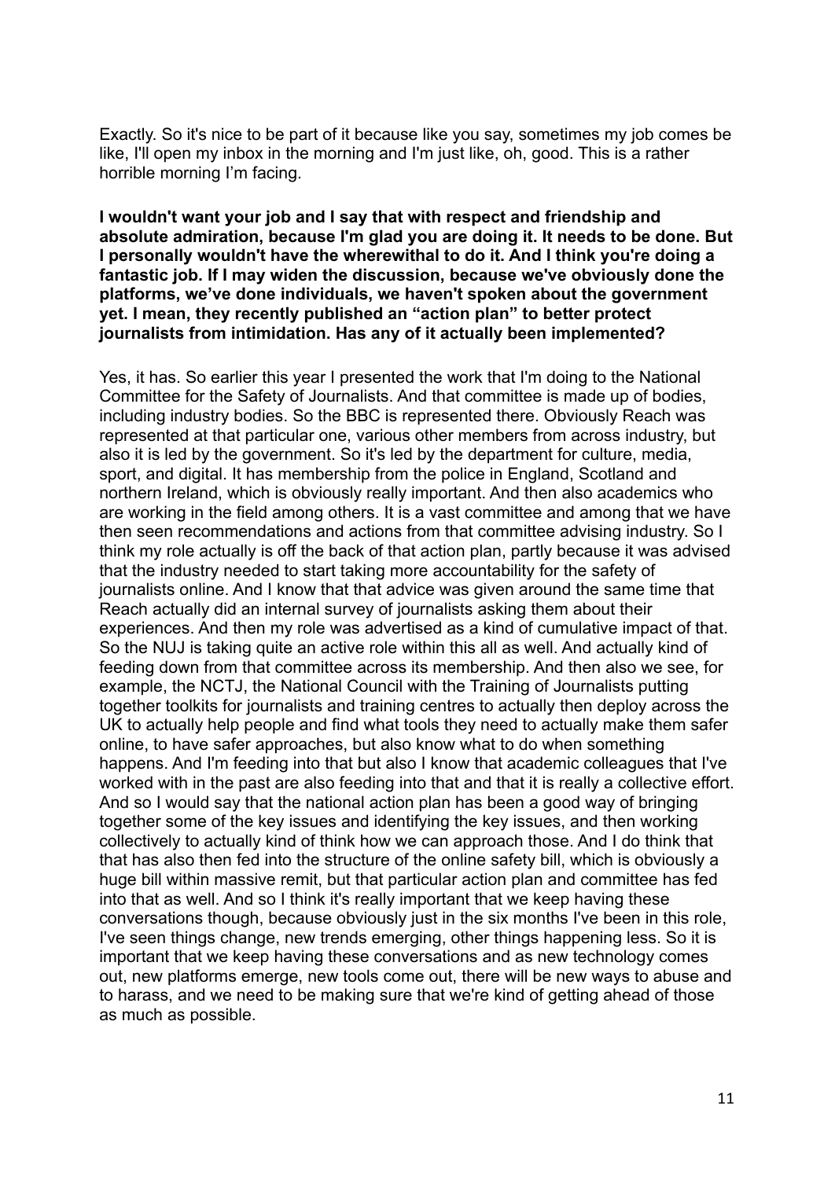Exactly. So it's nice to be part of it because like you say, sometimes my job comes be like, I'll open my inbox in the morning and I'm just like, oh, good. This is a rather horrible morning I'm facing.

**I wouldn't want your job and I say that with respect and friendship and absolute admiration, because I'm glad you are doing it. It needs to be done. But I personally wouldn't have the wherewithal to do it. And I think you're doing a fantastic job. If I may widen the discussion, because we've obviously done the platforms, we've done individuals, we haven't spoken about the government yet. I mean, they recently published an "action plan" to better protect journalists from intimidation. Has any of it actually been implemented?**

Yes, it has. So earlier this year I presented the work that I'm doing to the National Committee for the Safety of Journalists. And that committee is made up of bodies, including industry bodies. So the BBC is represented there. Obviously Reach was represented at that particular one, various other members from across industry, but also it is led by the government. So it's led by the department for culture, media, sport, and digital. It has membership from the police in England, Scotland and northern Ireland, which is obviously really important. And then also academics who are working in the field among others. It is a vast committee and among that we have then seen recommendations and actions from that committee advising industry. So I think my role actually is off the back of that action plan, partly because it was advised that the industry needed to start taking more accountability for the safety of journalists online. And I know that that advice was given around the same time that Reach actually did an internal survey of journalists asking them about their experiences. And then my role was advertised as a kind of cumulative impact of that. So the NUJ is taking quite an active role within this all as well. And actually kind of feeding down from that committee across its membership. And then also we see, for example, the NCTJ, the National Council with the Training of Journalists putting together toolkits for journalists and training centres to actually then deploy across the UK to actually help people and find what tools they need to actually make them safer online, to have safer approaches, but also know what to do when something happens. And I'm feeding into that but also I know that academic colleagues that I've worked with in the past are also feeding into that and that it is really a collective effort. And so I would say that the national action plan has been a good way of bringing together some of the key issues and identifying the key issues, and then working collectively to actually kind of think how we can approach those. And I do think that that has also then fed into the structure of the online safety bill, which is obviously a huge bill within massive remit, but that particular action plan and committee has fed into that as well. And so I think it's really important that we keep having these conversations though, because obviously just in the six months I've been in this role, I've seen things change, new trends emerging, other things happening less. So it is important that we keep having these conversations and as new technology comes out, new platforms emerge, new tools come out, there will be new ways to abuse and to harass, and we need to be making sure that we're kind of getting ahead of those as much as possible.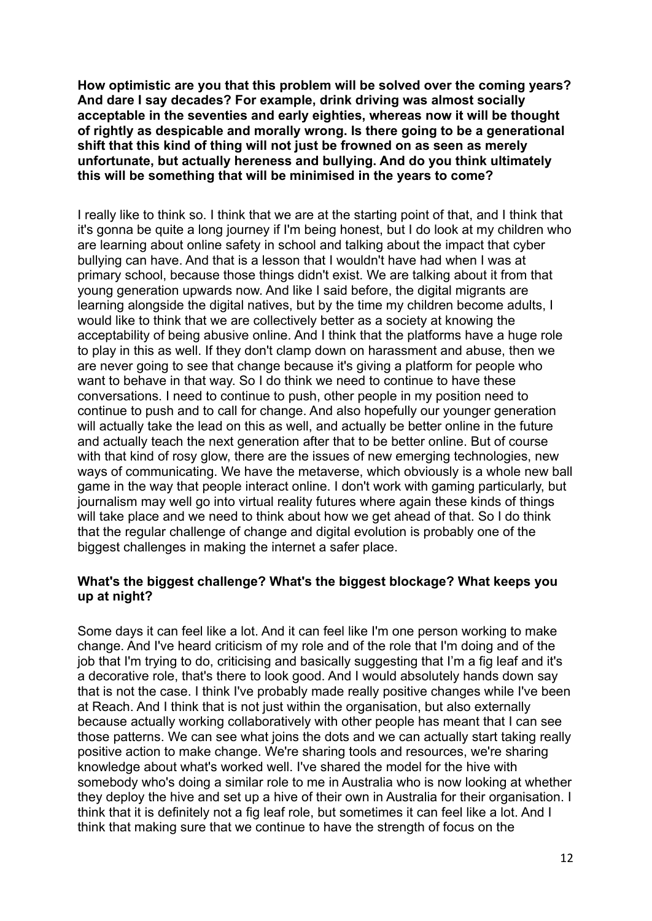**How optimistic are you that this problem will be solved over the coming years? And dare I say decades? For example, drink driving was almost socially acceptable in the seventies and early eighties, whereas now it will be thought of rightly as despicable and morally wrong. Is there going to be a generational shift that this kind of thing will not just be frowned on as seen as merely unfortunate, but actually hereness and bullying. And do you think ultimately this will be something that will be minimised in the years to come?**

I really like to think so. I think that we are at the starting point of that, and I think that it's gonna be quite a long journey if I'm being honest, but I do look at my children who are learning about online safety in school and talking about the impact that cyber bullying can have. And that is a lesson that I wouldn't have had when I was at primary school, because those things didn't exist. We are talking about it from that young generation upwards now. And like I said before, the digital migrants are learning alongside the digital natives, but by the time my children become adults, I would like to think that we are collectively better as a society at knowing the acceptability of being abusive online. And I think that the platforms have a huge role to play in this as well. If they don't clamp down on harassment and abuse, then we are never going to see that change because it's giving a platform for people who want to behave in that way. So I do think we need to continue to have these conversations. I need to continue to push, other people in my position need to continue to push and to call for change. And also hopefully our younger generation will actually take the lead on this as well, and actually be better online in the future and actually teach the next generation after that to be better online. But of course with that kind of rosy glow, there are the issues of new emerging technologies, new ways of communicating. We have the metaverse, which obviously is a whole new ball game in the way that people interact online. I don't work with gaming particularly, but journalism may well go into virtual reality futures where again these kinds of things will take place and we need to think about how we get ahead of that. So I do think that the regular challenge of change and digital evolution is probably one of the biggest challenges in making the internet a safer place.

**What's the biggest challenge? What's the biggest blockage? What keeps you up at night?**

Some days it can feel like a lot. And it can feel like I'm one person working to make change. And I've heard criticism of my role and of the role that I'm doing and of the job that I'm trying to do, criticising and basically suggesting that I'm a fig leaf and it's a decorative role, that's there to look good. And I would absolutely hands down say that is not the case. I think I've probably made really positive changes while I've been at Reach. And I think that is not just within the organisation, but also externally because actually working collaboratively with other people has meant that I can see those patterns. We can see what joins the dots and we can actually start taking really positive action to make change. We're sharing tools and resources, we're sharing knowledge about what's worked well. I've shared the model for the hive with somebody who's doing a similar role to me in Australia who is now looking at whether they deploy the hive and set up a hive of their own in Australia for their organisation. I think that it is definitely not a fig leaf role, but sometimes it can feel like a lot. And I think that making sure that we continue to have the strength of focus on the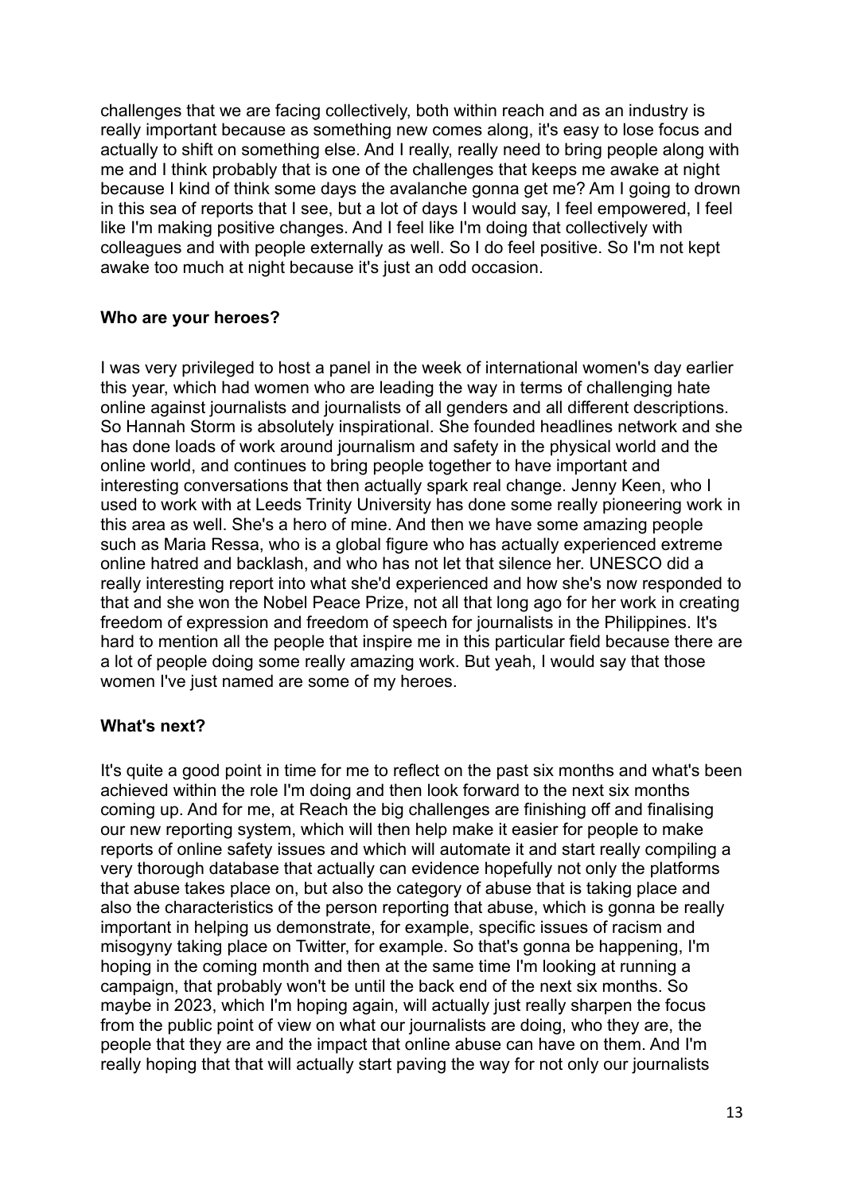challenges that we are facing collectively, both within reach and as an industry is really important because as something new comes along, it's easy to lose focus and actually to shift on something else. And I really, really need to bring people along with me and I think probably that is one of the challenges that keeps me awake at night because I kind of think some days the avalanche gonna get me? Am I going to drown in this sea of reports that I see, but a lot of days I would say, I feel empowered, I feel like I'm making positive changes. And I feel like I'm doing that collectively with colleagues and with people externally as well. So I do feel positive. So I'm not kept awake too much at night because it's just an odd occasion.

**Who are your heroes?**

I was very privileged to host a panel in the week of international women's day earlier this year, which had women who are leading the way in terms of challenging hate online against journalists and journalists of all genders and all different descriptions. So Hannah Storm is absolutely inspirational. She founded headlines network and she has done loads of work around journalism and safety in the physical world and the online world, and continues to bring people together to have important and interesting conversations that then actually spark real change. Jenny Keen, who I used to work with at Leeds Trinity University has done some really pioneering work in this area as well. She's a hero of mine. And then we have some amazing people such as Maria Ressa, who is a global figure who has actually experienced extreme online hatred and backlash, and who has not let that silence her. UNESCO did a really interesting report into what she'd experienced and how she's now responded to that and she won the Nobel Peace Prize, not all that long ago for her work in creating freedom of expression and freedom of speech for journalists in the Philippines. It's hard to mention all the people that inspire me in this particular field because there are a lot of people doing some really amazing work. But yeah, I would say that those women I've just named are some of my heroes.

**What's next?**

It's quite a good point in time for me to reflect on the past six months and what's been achieved within the role I'm doing and then look forward to the next six months coming up. And for me, at Reach the big challenges are finishing off and finalising our new reporting system, which will then help make it easier for people to make reports of online safety issues and which will automate it and start really compiling a very thorough database that actually can evidence hopefully not only the platforms that abuse takes place on, but also the category of abuse that is taking place and also the characteristics of the person reporting that abuse, which is gonna be really important in helping us demonstrate, for example, specific issues of racism and misogyny taking place on Twitter, for example. So that's gonna be happening, I'm hoping in the coming month and then at the same time I'm looking at running a campaign, that probably won't be until the back end of the next six months. So maybe in 2023, which I'm hoping again, will actually just really sharpen the focus from the public point of view on what our journalists are doing, who they are, the people that they are and the impact that online abuse can have on them. And I'm really hoping that that will actually start paving the way for not only our journalists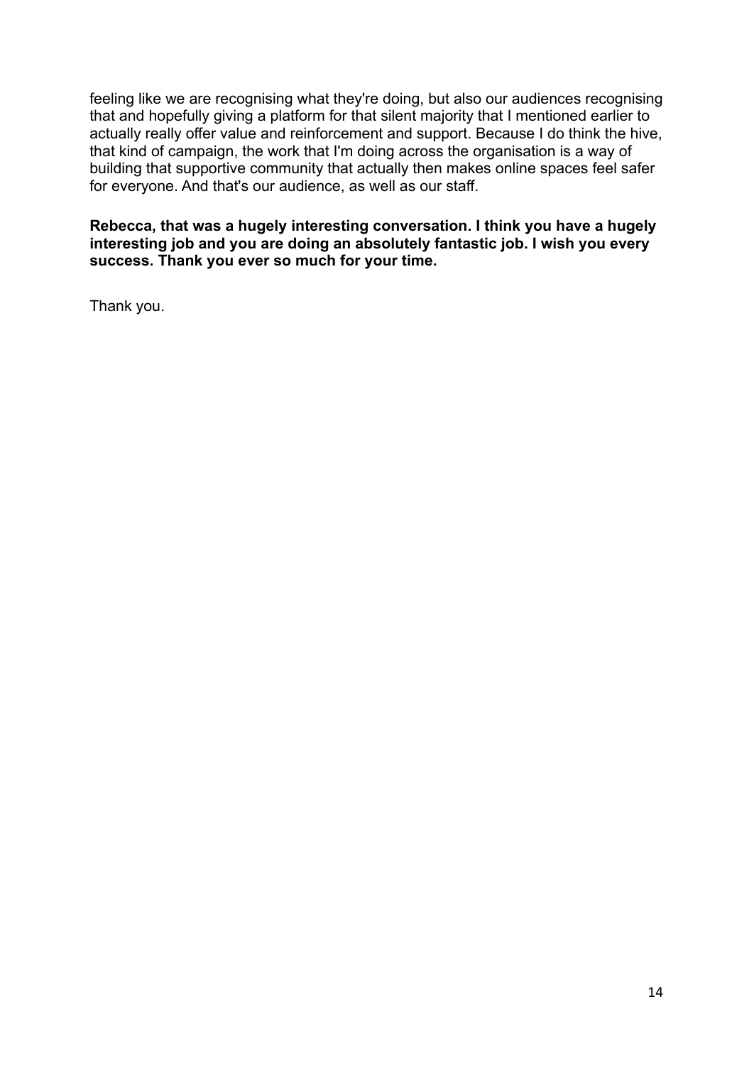feeling like we are recognising what they're doing, but also our audiences recognising that and hopefully giving a platform for that silent majority that I mentioned earlier to actually really offer value and reinforcement and support. Because I do think the hive, that kind of campaign, the work that I'm doing across the organisation is a way of building that supportive community that actually then makes online spaces feel safer for everyone. And that's our audience, as well as our staff.

**Rebecca, that was a hugely interesting conversation. I think you have a hugely interesting job and you are doing an absolutely fantastic job. I wish you every success. Thank you ever so much for your time.**

Thank you.